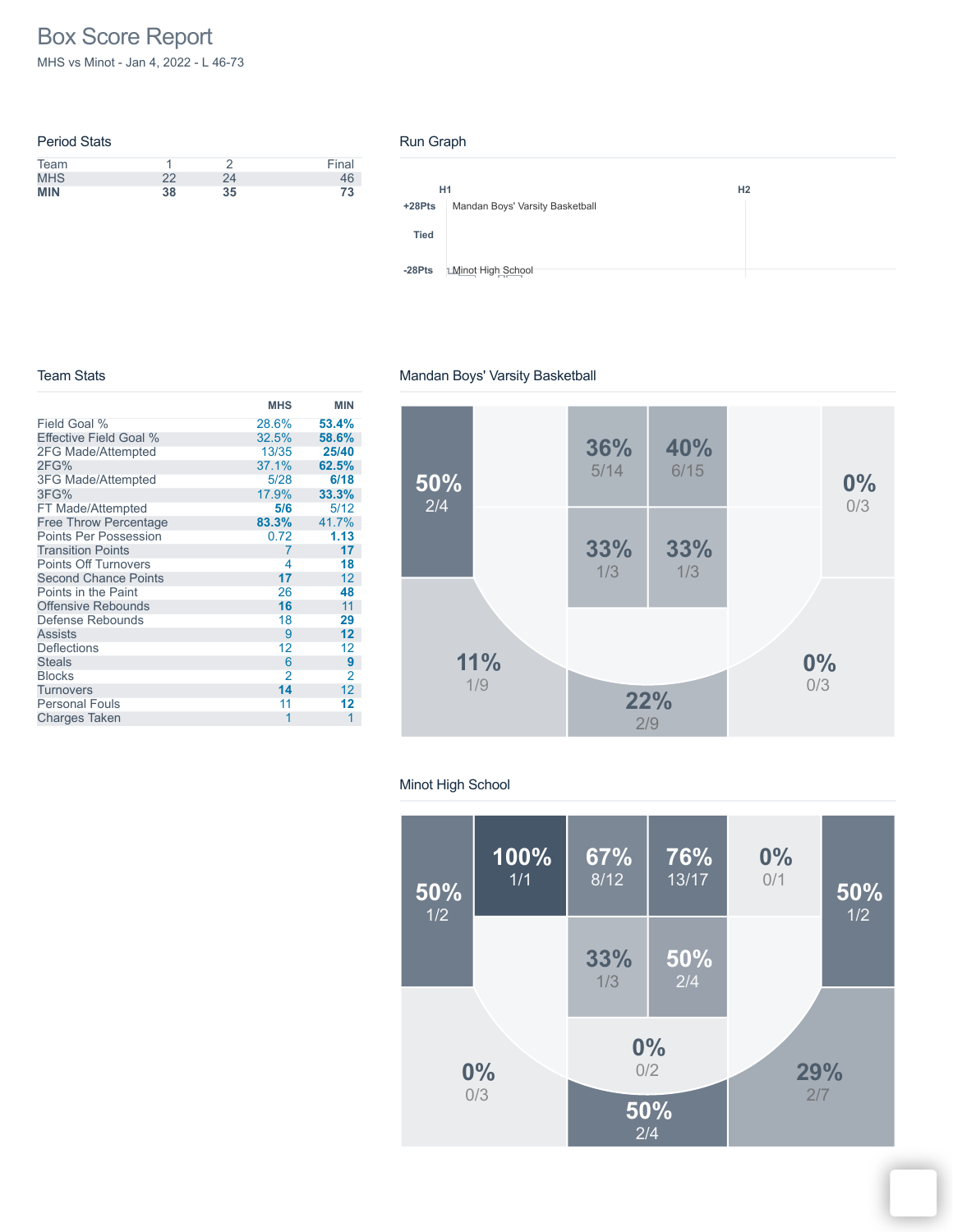# Box Score Report

MHS vs Minot - Jan 4, 2022 - L 46-73

## Period Stats

| Team | 1 | 2 | Final |
|---|---|---|---|
| MHS | 22 | 24 | 46 |
| **MIN** | **38** | **35** | **73** |

## Run Graph

H1 H2

+28Pts Mandan Boys' Varsity Basketball

Tied

-28Pts Minot High School

## Team Stats

| | MHS | MIN |
|---|---|---|
| Field Goal % | 28.6% | **53.4%** |
| Effective Field Goal % | 32.5% | **58.6%** |
| 2FG Made/Attempted | 13/35 | **25/40** |
| 2FG% | 37.1% | **62.5%** |
| 3FG Made/Attempted | 5/28 | **6/18** |
| 3FG% | 17.9% | **33.3%** |
| FT Made/Attempted | **5/6** | 5/12 |
| Free Throw Percentage | **83.3%** | 41.7% |
| Points Per Possession | 0.72 | **1.13** |
| Transition Points | 7 | **17** |
| Points Off Turnovers | 4 | **18** |
| Second Chance Points | **17** | 12 |
| Points in the Paint | 26 | **48** |
| Offensive Rebounds | **16** | 11 |
| Defense Rebounds | 18 | **29** |
| Assists | 9 | **12** |
| Deflections | 12 | 12 |
| Steals | 6 | **9** |
| Blocks | 2 | 2 |
| Turnovers | **14** | 12 |
| Personal Fouls | 11 | **12** |
| Charges Taken | 1 | 1 |

## Mandan Boys' Varsity Basketball

50% 2/4

36% 5/14

40% 6/15

0% 0/3

33% 1/3

33% 1/3

11% 1/9

0% 0/3

22% 2/9

## Minot High School

50% 1/2

100% 1/1

67% 8/12

76% 13/17

0% 0/1

50% 1/2

33% 1/3

50% 2/4

0% 0/2

0% 0/3

29% 2/7

50% 2/4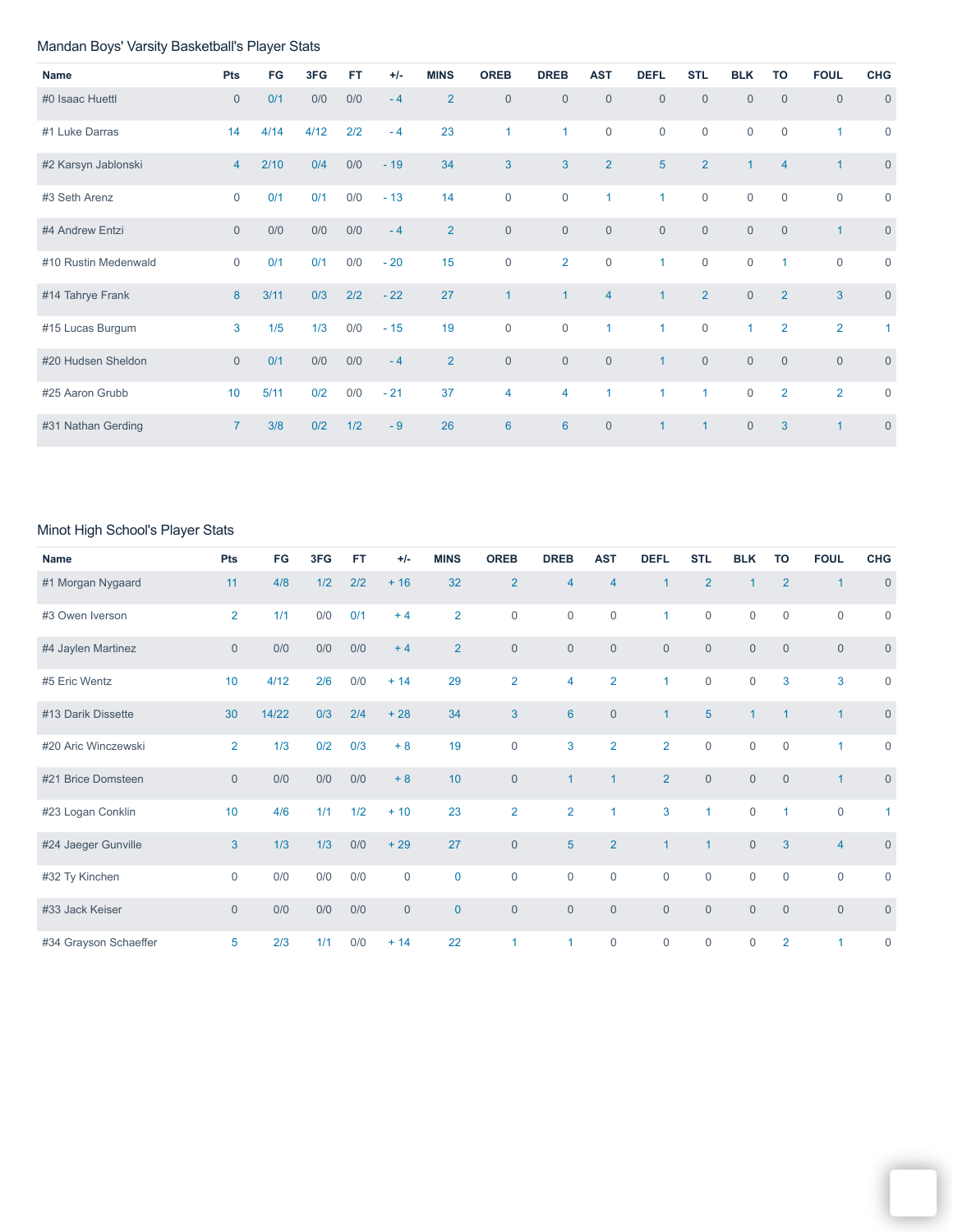Mandan Boys' Varsity Basketball's Player Stats

| Name | Pts | FG | 3FG | FT | +/- | MINS | OREB | DREB | AST | DEFL | STL | BLK | TO | FOUL | CHG |
|---|---|---|---|---|---|---|---|---|---|---|---|---|---|---|---|
| #0 Isaac Huettl | 0 | 0/1 | 0/0 | 0/0 | - 4 | 2 | 0 | 0 | 0 | 0 | 0 | 0 | 0 | 0 | 0 |
| #1 Luke Darras | 14 | 4/14 | 4/12 | 2/2 | - 4 | 23 | 1 | 1 | 0 | 0 | 0 | 0 | 0 | 1 | 0 |
| #2 Karsyn Jablonski | 4 | 2/10 | 0/4 | 0/0 | - 19 | 34 | 3 | 3 | 2 | 5 | 2 | 1 | 4 | 1 | 0 |
| #3 Seth Arenz | 0 | 0/1 | 0/1 | 0/0 | - 13 | 14 | 0 | 0 | 1 | 1 | 0 | 0 | 0 | 0 | 0 |
| #4 Andrew Entzi | 0 | 0/0 | 0/0 | 0/0 | - 4 | 2 | 0 | 0 | 0 | 0 | 0 | 0 | 0 | 1 | 0 |
| #10 Rustin Medenwald | 0 | 0/1 | 0/1 | 0/0 | - 20 | 15 | 0 | 2 | 0 | 1 | 0 | 0 | 1 | 0 | 0 |
| #14 Tahrye Frank | 8 | 3/11 | 0/3 | 2/2 | - 22 | 27 | 1 | 1 | 4 | 1 | 2 | 0 | 2 | 3 | 0 |
| #15 Lucas Burgum | 3 | 1/5 | 1/3 | 0/0 | - 15 | 19 | 0 | 0 | 1 | 1 | 0 | 1 | 2 | 2 | 1 |
| #20 Hudsen Sheldon | 0 | 0/1 | 0/0 | 0/0 | - 4 | 2 | 0 | 0 | 0 | 1 | 0 | 0 | 0 | 0 | 0 |
| #25 Aaron Grubb | 10 | 5/11 | 0/2 | 0/0 | - 21 | 37 | 4 | 4 | 1 | 1 | 1 | 0 | 2 | 2 | 0 |
| #31 Nathan Gerding | 7 | 3/8 | 0/2 | 1/2 | - 9 | 26 | 6 | 6 | 0 | 1 | 1 | 0 | 3 | 1 | 0 |

Minot High School's Player Stats

| Name | Pts | FG | 3FG | FT | +/- | MINS | OREB | DREB | AST | DEFL | STL | BLK | TO | FOUL | CHG |
|---|---|---|---|---|---|---|---|---|---|---|---|---|---|---|---|
| #1 Morgan Nygaard | 11 | 4/8 | 1/2 | 2/2 | + 16 | 32 | 2 | 4 | 4 | 1 | 2 | 1 | 2 | 1 | 0 |
| #3 Owen Iverson | 2 | 1/1 | 0/0 | 0/1 | + 4 | 2 | 0 | 0 | 0 | 1 | 0 | 0 | 0 | 0 | 0 |
| #4 Jaylen Martinez | 0 | 0/0 | 0/0 | 0/0 | + 4 | 2 | 0 | 0 | 0 | 0 | 0 | 0 | 0 | 0 | 0 |
| #5 Eric Wentz | 10 | 4/12 | 2/6 | 0/0 | + 14 | 29 | 2 | 4 | 2 | 1 | 0 | 0 | 3 | 3 | 0 |
| #13 Darik Dissette | 30 | 14/22 | 0/3 | 2/4 | + 28 | 34 | 3 | 6 | 0 | 1 | 5 | 1 | 1 | 1 | 0 |
| #20 Aric Winczewski | 2 | 1/3 | 0/2 | 0/3 | + 8 | 19 | 0 | 3 | 2 | 2 | 0 | 0 | 0 | 1 | 0 |
| #21 Brice Domsteen | 0 | 0/0 | 0/0 | 0/0 | + 8 | 10 | 0 | 1 | 1 | 2 | 0 | 0 | 0 | 1 | 0 |
| #23 Logan Conklin | 10 | 4/6 | 1/1 | 1/2 | + 10 | 23 | 2 | 2 | 1 | 3 | 1 | 0 | 1 | 0 | 1 |
| #24 Jaeger Gunville | 3 | 1/3 | 1/3 | 0/0 | + 29 | 27 | 0 | 5 | 2 | 1 | 1 | 0 | 3 | 4 | 0 |
| #32 Ty Kinchen | 0 | 0/0 | 0/0 | 0/0 | 0 | 0 | 0 | 0 | 0 | 0 | 0 | 0 | 0 | 0 | 0 |
| #33 Jack Keiser | 0 | 0/0 | 0/0 | 0/0 | 0 | 0 | 0 | 0 | 0 | 0 | 0 | 0 | 0 | 0 | 0 |
| #34 Grayson Schaeffer | 5 | 2/3 | 1/1 | 0/0 | + 14 | 22 | 1 | 1 | 0 | 0 | 0 | 0 | 2 | 1 | 0 |